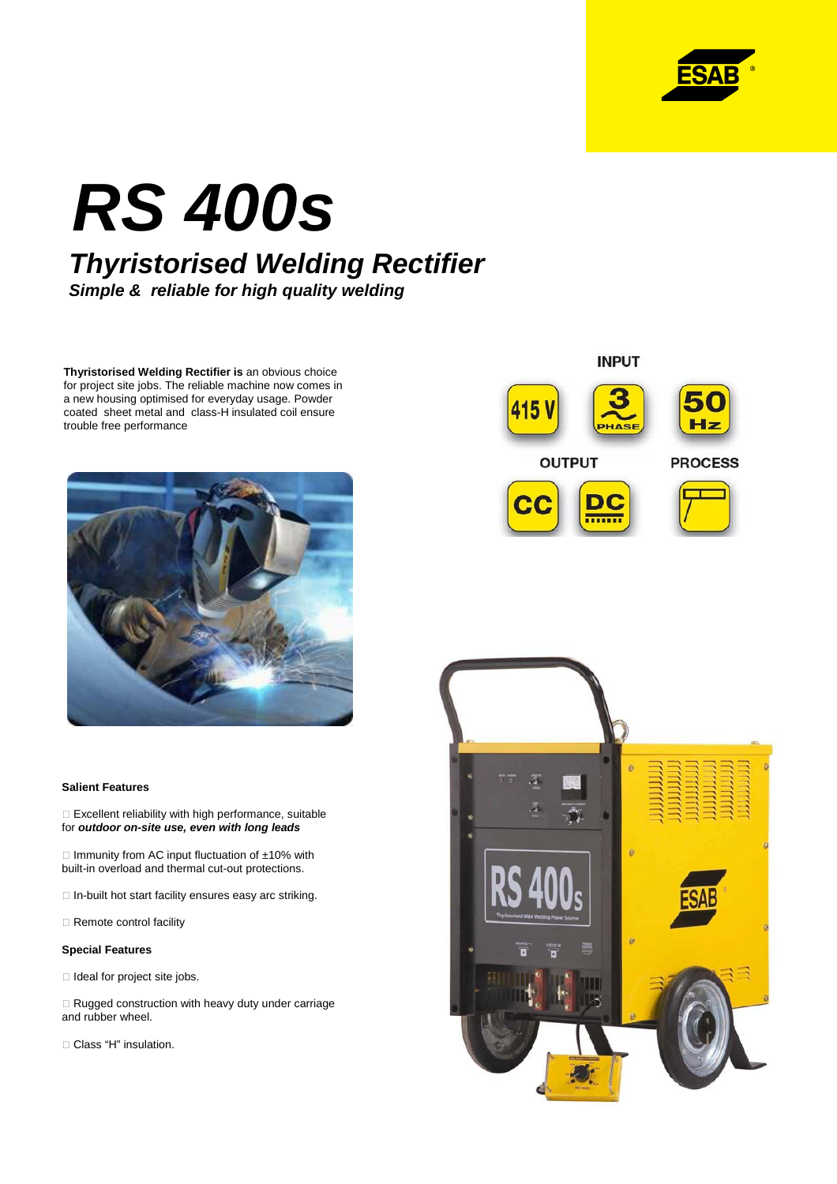# RS 400s

## Thyristorised Welding Rectifier

***Simple & reliable for high quality welding***

**Thyristorised Welding Rectifier is** an obvious choice for project site jobs. The reliable machine now comes in a new housing optimised for everyday usage. Powder coated sheet metal and class-H insulated coil ensure trouble free performance

INPUT

415 V | 3 PHASE | 50 Hz

OUTPUT

CC | DC

PROCESS

### Salient Features

- Excellent reliability with high performance, suitable for ***outdoor on-site use, even with long leads***
- Immunity from AC input fluctuation of ±10% with built-in overload and thermal cut-out protections.
- In-built hot start facility ensures easy arc striking.
- Remote control facility

### Special Features

- Ideal for project site jobs.
- Rugged construction with heavy duty under carriage and rubber wheel.
- Class "H" insulation.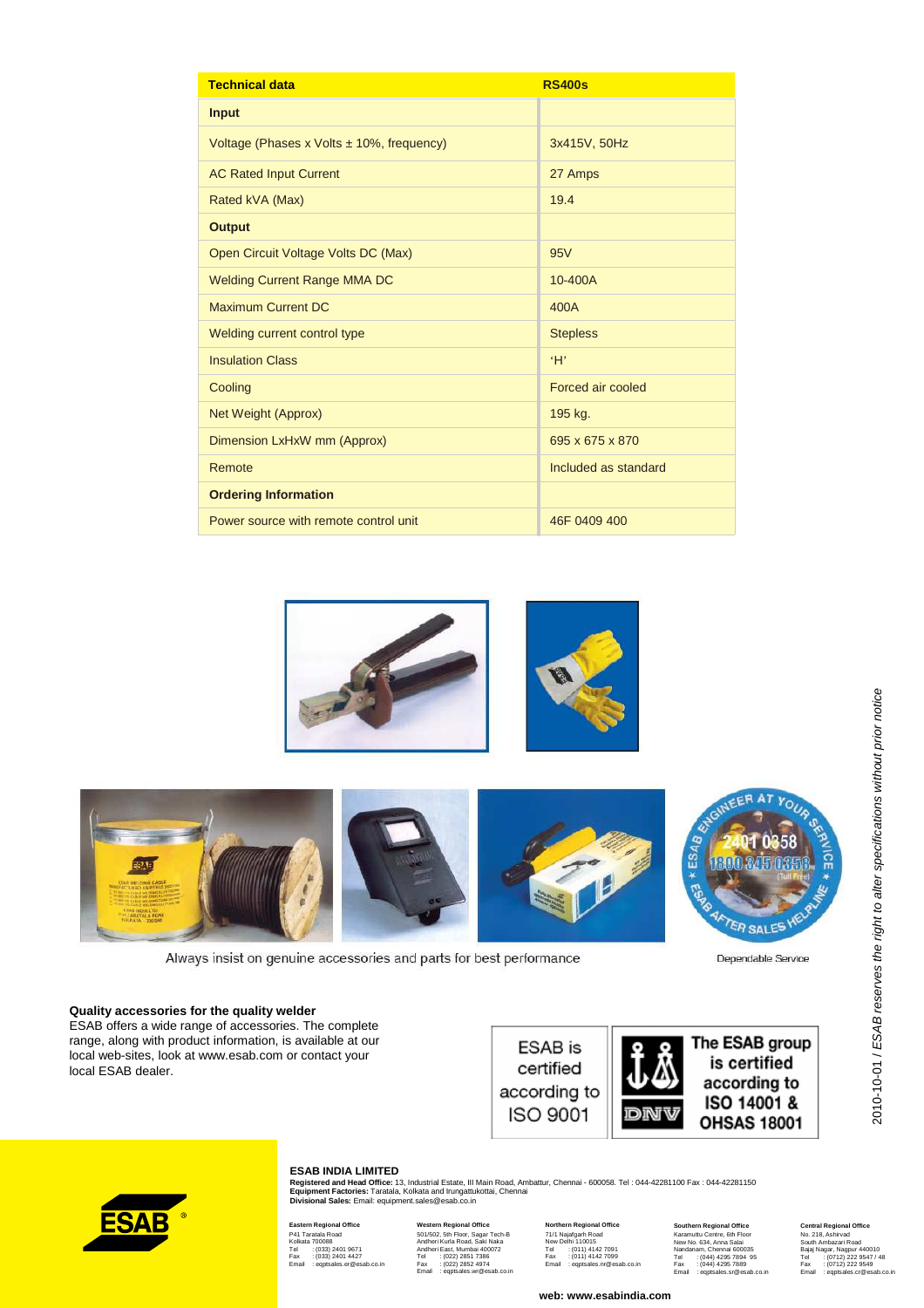| Technical data | RS400s |
|---|---|
| **Input** | |
| Voltage (Phases x Volts ± 10%, frequency) | 3x415V, 50Hz |
| AC Rated Input Current | 27 Amps |
| Rated kVA (Max) | 19.4 |
| **Output** | |
| Open Circuit Voltage Volts DC (Max) | 95V |
| Welding Current Range MMA DC | 10-400A |
| Maximum Current DC | 400A |
| Welding current control type | Stepless |
| Insulation Class | 'H' |
| Cooling | Forced air cooled |
| Net Weight (Approx) | 195 kg. |
| Dimension LxHxW mm (Approx) | 695 x 675 x 870 |
| Remote | Included as standard |
| **Ordering Information** | |
| Power source with remote control unit | 46F 0409 400 |

Always insist on genuine accessories and parts for best performance

ESAB ENGINEER AT YOUR SERVICE
2401 0358
1800 345 0358 (Toll Free)
ESAB AFTER SALES HELPLINE

Dependable Service

**Quality accessories for the quality welder**
ESAB offers a wide range of accessories. The complete range, along with product information, is available at our local web-sites, look at www.esab.com or contact your local ESAB dealer.

ESAB is certified according to ISO 9001

The ESAB group is certified according to ISO 14001 & OHSAS 18001

2010-10-01 / ESAB reserves the right to alter specifications without prior notice

**ESAB INDIA LIMITED**
**Registered and Head Office:** 13, Industrial Estate, III Main Road, Ambattur, Chennai - 600058. Tel : 044-42281100 Fax : 044-42281150
**Equipment Factories:** Taratala, Kolkata and Irungattukottai, Chennai
**Divisional Sales:** Email: equipment.sales@esab.co.in

**Eastern Regional Office**
P41 Taratala Road
Kolkata 700088
Tel : (033) 2401 9671
Fax : (033) 2401 4427
Email : eqptsales.er@esab.co.in

**Western Regional Office**
501/502, 5th Floor, Sagar Tech-B
Andheri Kurla Road, Saki Naka
Andheri East, Mumbai 400072
Tel : (022) 2851 7386
Fax : (022) 2852 4974
Email : eqptsales.wr@esab.co.in

**Northern Regional Office**
71/1 Najafgarh Road
New Delhi 110015
Tel : (011) 4142 7091
Fax : (011) 4142 7099
Email : eqptsales.nr@esab.co.in

**Southern Regional Office**
Karamuttu Centre, 6th Floor
New No. 634, Anna Salai
Nandanam, Chennai 600035
Tel : (044) 4295 7894 95
Fax : (044) 4295 7889
Email : eqptsales.sr@esab.co.in

**Central Regional Office**
No. 218, Ashirvad
South Ambazari Road
Bajaj Nagar, Nagpur 440010
Tel : (0712) 222 9547 / 48
Fax : (0712) 222 9549
Email : eqptsales.cr@esab.co.in

**web: www.esabindia.com**